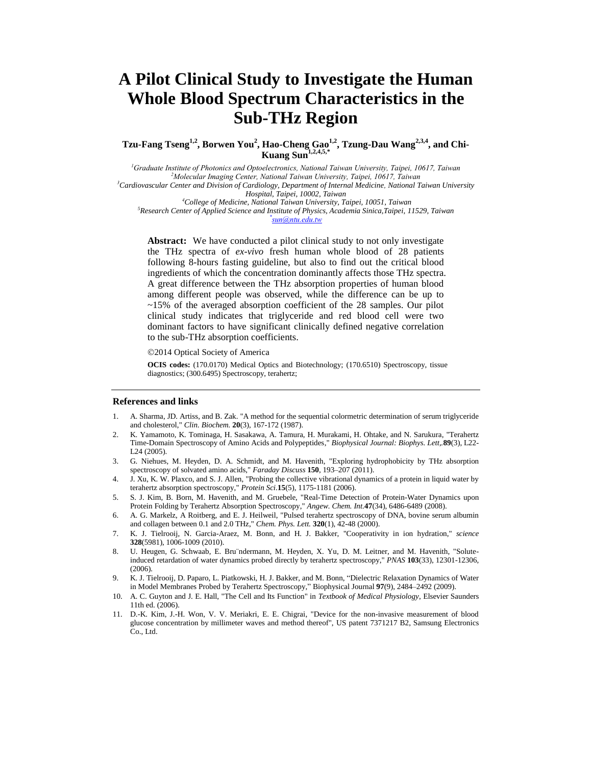# A Pilot Clinical Study to Investigate the Human Whole Blood Spectrum Characteristics in the Sub-THz Region

**Tzu-Fang Tseng[1,2], Borwen You[2], Hao-Cheng Gao[1,2], Tzung-Dau Wang[2,3,4], and Chi-Kuang Sun[1,2,4,5,*]**

[1]*Graduate Institute of Photonics and Optoelectronics, National Taiwan University, Taipei, 10617, Taiwan*
[2]*Molecular Imaging Center, National Taiwan University, Taipei, 10617, Taiwan*
[3]*Cardiovascular Center and Division of Cardiology, Department of Internal Medicine, National Taiwan University Hospital, Taipei, 10002, Taiwan*
[4]*College of Medicine, National Taiwan University, Taipei, 10051, Taiwan*
[5]*Research Center of Applied Science and Institute of Physics, Academia Sinica, Taipei, 11529, Taiwan*
[*]*sun@ntu.edu.tw*

**Abstract:** We have conducted a pilot clinical study to not only investigate the THz spectra of *ex-vivo* fresh human whole blood of 28 patients following 8-hours fasting guideline, but also to find out the critical blood ingredients of which the concentration dominantly affects those THz spectra. A great difference between the THz absorption properties of human blood among different people was observed, while the difference can be up to ~15% of the averaged absorption coefficient of the 28 samples. Our pilot clinical study indicates that triglyceride and red blood cell were two dominant factors to have significant clinically defined negative correlation to the sub-THz absorption coefficients.

©2014 Optical Society of America

**OCIS codes:** (170.0170) Medical Optics and Biotechnology; (170.6510) Spectroscopy, tissue diagnostics; (300.6495) Spectroscopy, terahertz;

## References and links

1. A. Sharma, JD. Artiss, and B. Zak. "A method for the sequential colormetric determination of serum triglyceride and cholesterol," *Clin. Biochem.* **20**(3), 167-172 (1987).
2. K. Yamamoto, K. Tominaga, H. Sasakawa, A. Tamura, H. Murakami, H. Ohtake, and N. Sarukura, "Terahertz Time-Domain Spectroscopy of Amino Acids and Polypeptides," *Biophysical Journal: Biophys. Lett*,.**89**(3), L22-L24 (2005).
3. G. Niehues, M. Heyden, D. A. Schmidt, and M. Havenith, "Exploring hydrophobicity by THz absorption spectroscopy of solvated amino acids," *Faraday Discuss* **150**, 193–207 (2011).
4. J. Xu, K. W. Plaxco, and S. J. Allen, "Probing the collective vibrational dynamics of a protein in liquid water by terahertz absorption spectroscopy," *Protein Sci*.**15**(5), 1175-1181 (2006).
5. S. J. Kim, B. Born, M. Havenith, and M. Gruebele, "Real-Time Detection of Protein-Water Dynamics upon Protein Folding by Terahertz Absorption Spectroscopy," *Angew. Chem. Int.***47**(34), 6486-6489 (2008).
6. A. G. Markelz, A Roitberg, and E. J. Heilweil, "Pulsed terahertz spectroscopy of DNA, bovine serum albumin and collagen between 0.1 and 2.0 THz," *Chem. Phys. Lett.* **320**(1), 42-48 (2000).
7. K. J. Tielrooij, N. Garcia-Araez, M. Bonn, and H. J. Bakker, "Cooperativity in ion hydration," *science* **328**(5981), 1006-1009 (2010).
8. U. Heugen, G. Schwaab, E. Bru¨ndermann, M. Heyden, X. Yu, D. M. Leitner, and M. Havenith, "Solute-induced retardation of water dynamics probed directly by terahertz spectroscopy," *PNAS* **103**(33), 12301-12306, (2006).
9. K. J. Tielrooij, D. Paparo, L. Piatkowski, H. J. Bakker, and M. Bonn, "Dielectric Relaxation Dynamics of Water in Model Membranes Probed by Terahertz Spectroscopy," Biophysical Journal **97**(9), 2484–2492 (2009).
10. A. C. Guyton and J. E. Hall, "The Cell and Its Function" in *Textbook of Medical Physiology*, Elsevier Saunders 11th ed. (2006).
11. D.-K. Kim, J.-H. Won, V. V. Meriakri, E. E. Chigrai, "Device for the non-invasive measurement of blood glucose concentration by millimeter waves and method thereof", US patent 7371217 B2, Samsung Electronics Co., Ltd.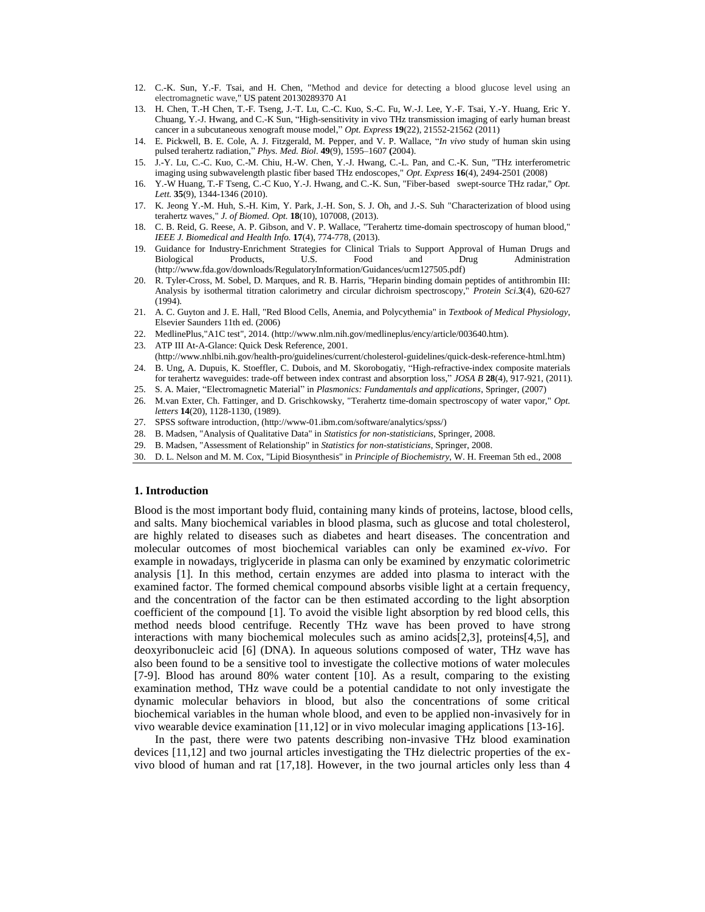12. C.-K. Sun, Y.-F. Tsai, and H. Chen, "Method and device for detecting a blood glucose level using an electromagnetic wave," US patent 20130289370 A1
13. H. Chen, T.-H Chen, T.-F. Tseng, J.-T. Lu, C.-C. Kuo, S.-C. Fu, W.-J. Lee, Y.-F. Tsai, Y.-Y. Huang, Eric Y. Chuang, Y.-J. Hwang, and C.-K Sun, "High-sensitivity in vivo THz transmission imaging of early human breast cancer in a subcutaneous xenograft mouse model," *Opt. Express* **19**(22), 21552-21562 (2011)
14. E. Pickwell, B. E. Cole, A. J. Fitzgerald, M. Pepper, and V. P. Wallace, "*In vivo* study of human skin using pulsed terahertz radiation," *Phys. Med. Biol.* **49**(9), 1595–1607 **(**2004).
15. J.-Y. Lu, C.-C. Kuo, C.-M. Chiu, H.-W. Chen, Y.-J. Hwang, C.-L. Pan, and C.-K. Sun, "THz interferometric imaging using subwavelength plastic fiber based THz endoscopes," *Opt. Express* **16**(4), 2494-2501 (2008)
16. Y.-W Huang, T.-F Tseng, C.-C Kuo, Y.-J. Hwang, and C.-K. Sun, "Fiber-based swept-source THz radar," *Opt. Lett.* **35**(9), 1344-1346 (2010).
17. K. Jeong Y.-M. Huh, S.-H. Kim, Y. Park, J.-H. Son, S. J. Oh, and J.-S. Suh "Characterization of blood using terahertz waves," *J. of Biomed. Opt.* **18**(10), 107008, (2013).
18. C. B. Reid, G. Reese, A. P. Gibson, and V. P. Wallace, "Terahertz time-domain spectroscopy of human blood," *IEEE J. Biomedical and Health Info.* **17**(4), 774-778, (2013).
19. Guidance for Industry-Enrichment Strategies for Clinical Trials to Support Approval of Human Drugs and Biological Products, U.S. Food and Drug Administration (http://www.fda.gov/downloads/RegulatoryInformation/Guidances/ucm127505.pdf)
20. R. Tyler-Cross, M. Sobel, D. Marques, and R. B. Harris, "Heparin binding domain peptides of antithrombin III: Analysis by isothermal titration calorimetry and circular dichroism spectroscopy," *Protein Sci.***3**(4), 620-627 (1994).
21. A. C. Guyton and J. E. Hall, "Red Blood Cells, Anemia, and Polycythemia" in *Textbook of Medical Physiology*, Elsevier Saunders 11th ed. (2006)
22. MedlinePlus,"A1C test", 2014. (http://www.nlm.nih.gov/medlineplus/ency/article/003640.htm).
23. ATP III At-A-Glance: Quick Desk Reference, 2001. (http://www.nhlbi.nih.gov/health-pro/guidelines/current/cholesterol-guidelines/quick-desk-reference-html.htm)
24. B. Ung, A. Dupuis, K. Stoeffler, C. Dubois, and M. Skorobogatiy, "High-refractive-index composite materials for terahertz waveguides: trade-off between index contrast and absorption loss," *JOSA B* **28**(4), 917-921, (2011).
25. S. A. Maier, "Electromagnetic Material" in *Plasmonics: Fundamentals and applications*, Springer, (2007)
26. M.van Exter, Ch. Fattinger, and D. Grischkowsky, "Terahertz time-domain spectroscopy of water vapor," *Opt. letters* **14**(20), 1128-1130, (1989).
27. SPSS software introduction, (http://www-01.ibm.com/software/analytics/spss/)
28. B. Madsen, "Analysis of Qualitative Data" in *Statistics for non-statisticians*, Springer, 2008.
29. B. Madsen, "Assessment of Relationship" in *Statistics for non-statisticians*, Springer, 2008.
30. D. L. Nelson and M. M. Cox, "Lipid Biosynthesis" in *Principle of Biochemistry*, W. H. Freeman 5th ed., 2008

## 1. Introduction

Blood is the most important body fluid, containing many kinds of proteins, lactose, blood cells, and salts. Many biochemical variables in blood plasma, such as glucose and total cholesterol, are highly related to diseases such as diabetes and heart diseases. The concentration and molecular outcomes of most biochemical variables can only be examined *ex-vivo*. For example in nowadays, triglyceride in plasma can only be examined by enzymatic colorimetric analysis [1]. In this method, certain enzymes are added into plasma to interact with the examined factor. The formed chemical compound absorbs visible light at a certain frequency, and the concentration of the factor can be then estimated according to the light absorption coefficient of the compound [1]. To avoid the visible light absorption by red blood cells, this method needs blood centrifuge. Recently THz wave has been proved to have strong interactions with many biochemical molecules such as amino acids[2,3], proteins[4,5], and deoxyribonucleic acid [6] (DNA). In aqueous solutions composed of water, THz wave has also been found to be a sensitive tool to investigate the collective motions of water molecules [7-9]. Blood has around 80% water content [10]. As a result, comparing to the existing examination method, THz wave could be a potential candidate to not only investigate the dynamic molecular behaviors in blood, but also the concentrations of some critical biochemical variables in the human whole blood, and even to be applied non-invasively for in vivo wearable device examination [11,12] or in vivo molecular imaging applications [13-16].

In the past, there were two patents describing non-invasive THz blood examination devices [11,12] and two journal articles investigating the THz dielectric properties of the ex-vivo blood of human and rat [17,18]. However, in the two journal articles only less than 4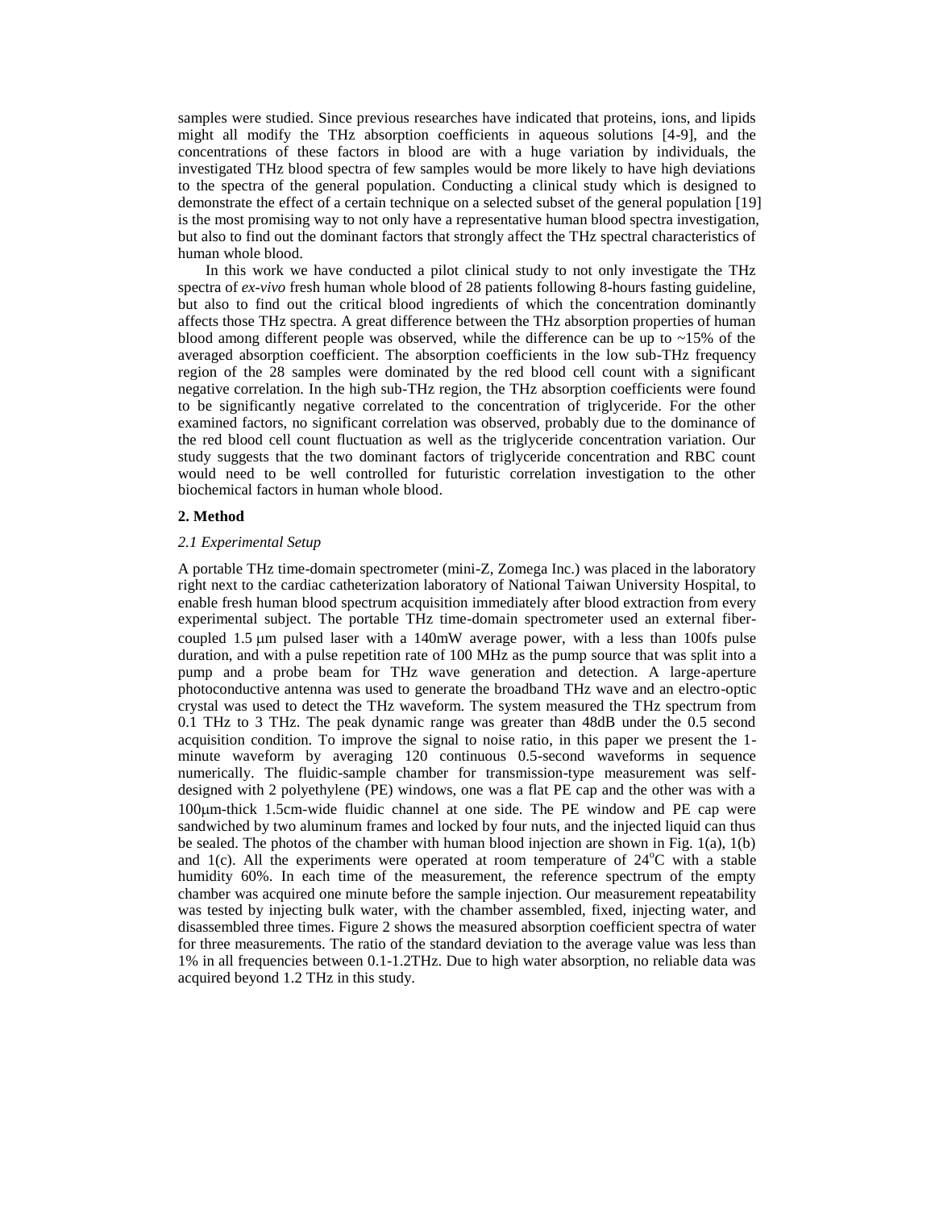samples were studied. Since previous researches have indicated that proteins, ions, and lipids might all modify the THz absorption coefficients in aqueous solutions [4-9], and the concentrations of these factors in blood are with a huge variation by individuals, the investigated THz blood spectra of few samples would be more likely to have high deviations to the spectra of the general population. Conducting a clinical study which is designed to demonstrate the effect of a certain technique on a selected subset of the general population [19] is the most promising way to not only have a representative human blood spectra investigation, but also to find out the dominant factors that strongly affect the THz spectral characteristics of human whole blood.

In this work we have conducted a pilot clinical study to not only investigate the THz spectra of *ex-vivo* fresh human whole blood of 28 patients following 8-hours fasting guideline, but also to find out the critical blood ingredients of which the concentration dominantly affects those THz spectra. A great difference between the THz absorption properties of human blood among different people was observed, while the difference can be up to ~15% of the averaged absorption coefficient. The absorption coefficients in the low sub-THz frequency region of the 28 samples were dominated by the red blood cell count with a significant negative correlation. In the high sub-THz region, the THz absorption coefficients were found to be significantly negative correlated to the concentration of triglyceride. For the other examined factors, no significant correlation was observed, probably due to the dominance of the red blood cell count fluctuation as well as the triglyceride concentration variation. Our study suggests that the two dominant factors of triglyceride concentration and RBC count would need to be well controlled for futuristic correlation investigation to the other biochemical factors in human whole blood.

## 2. Method

### *2.1 Experimental Setup*

A portable THz time-domain spectrometer (mini-Z, Zomega Inc.) was placed in the laboratory right next to the cardiac catheterization laboratory of National Taiwan University Hospital, to enable fresh human blood spectrum acquisition immediately after blood extraction from every experimental subject. The portable THz time-domain spectrometer used an external fiber-coupled 1.5 μm pulsed laser with a 140mW average power, with a less than 100fs pulse duration, and with a pulse repetition rate of 100 MHz as the pump source that was split into a pump and a probe beam for THz wave generation and detection. A large-aperture photoconductive antenna was used to generate the broadband THz wave and an electro-optic crystal was used to detect the THz waveform. The system measured the THz spectrum from 0.1 THz to 3 THz. The peak dynamic range was greater than 48dB under the 0.5 second acquisition condition. To improve the signal to noise ratio, in this paper we present the 1-minute waveform by averaging 120 continuous 0.5-second waveforms in sequence numerically. The fluidic-sample chamber for transmission-type measurement was self-designed with 2 polyethylene (PE) windows, one was a flat PE cap and the other was with a 100μm-thick 1.5cm-wide fluidic channel at one side. The PE window and PE cap were sandwiched by two aluminum frames and locked by four nuts, and the injected liquid can thus be sealed. The photos of the chamber with human blood injection are shown in Fig. 1(a), 1(b) and 1(c). All the experiments were operated at room temperature of 24$^{o}$C with a stable humidity 60%. In each time of the measurement, the reference spectrum of the empty chamber was acquired one minute before the sample injection. Our measurement repeatability was tested by injecting bulk water, with the chamber assembled, fixed, injecting water, and disassembled three times. Figure 2 shows the measured absorption coefficient spectra of water for three measurements. The ratio of the standard deviation to the average value was less than 1% in all frequencies between 0.1-1.2THz. Due to high water absorption, no reliable data was acquired beyond 1.2 THz in this study.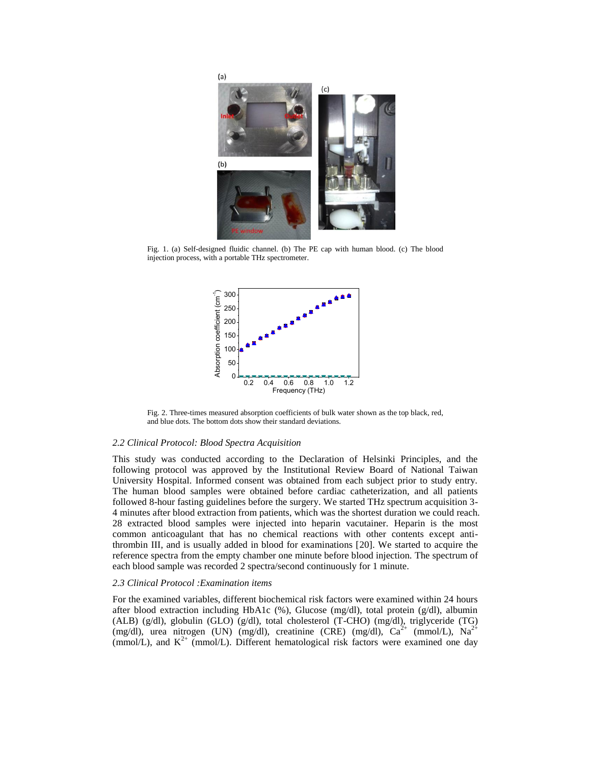(a)

Inlet

Outlet

(b)

PE window

(c)

Fig. 1. (a) Self-designed fluidic channel. (b) The PE cap with human blood. (c) The blood injection process, with a portable THz spectrometer.

Absorption coefficient ($cm^{-1}$)

300
250
200
150
100
50
0

0.2 0.4 0.6 0.8 1.0 1.2

Frequency (THz)

Fig. 2. Three-times measured absorption coefficients of bulk water shown as the top black, red, and blue dots. The bottom dots show their standard deviations.

### *2.2 Clinical Protocol: Blood Spectra Acquisition*

This study was conducted according to the Declaration of Helsinki Principles, and the following protocol was approved by the Institutional Review Board of National Taiwan University Hospital. Informed consent was obtained from each subject prior to study entry. The human blood samples were obtained before cardiac catheterization, and all patients followed 8-hour fasting guidelines before the surgery. We started THz spectrum acquisition 3-4 minutes after blood extraction from patients, which was the shortest duration we could reach. 28 extracted blood samples were injected into heparin vacutainer. Heparin is the most common anticoagulant that has no chemical reactions with other contents except anti-thrombin III, and is usually added in blood for examinations [20]. We started to acquire the reference spectra from the empty chamber one minute before blood injection. The spectrum of each blood sample was recorded 2 spectra/second continuously for 1 minute.

### *2.3 Clinical Protocol :Examination items*

For the examined variables, different biochemical risk factors were examined within 24 hours after blood extraction including HbA1c (%), Glucose (mg/dl), total protein (g/dl), albumin (ALB) (g/dl), globulin (GLO) (g/dl), total cholesterol (T-CHO) (mg/dl), triglyceride (TG) (mg/dl), urea nitrogen (UN) (mg/dl), creatinine (CRE) (mg/dl), $Ca^{2+}$ (mmol/L), $Na^{2+}$ (mmol/L), and $K^{2+}$ (mmol/L). Different hematological risk factors were examined one day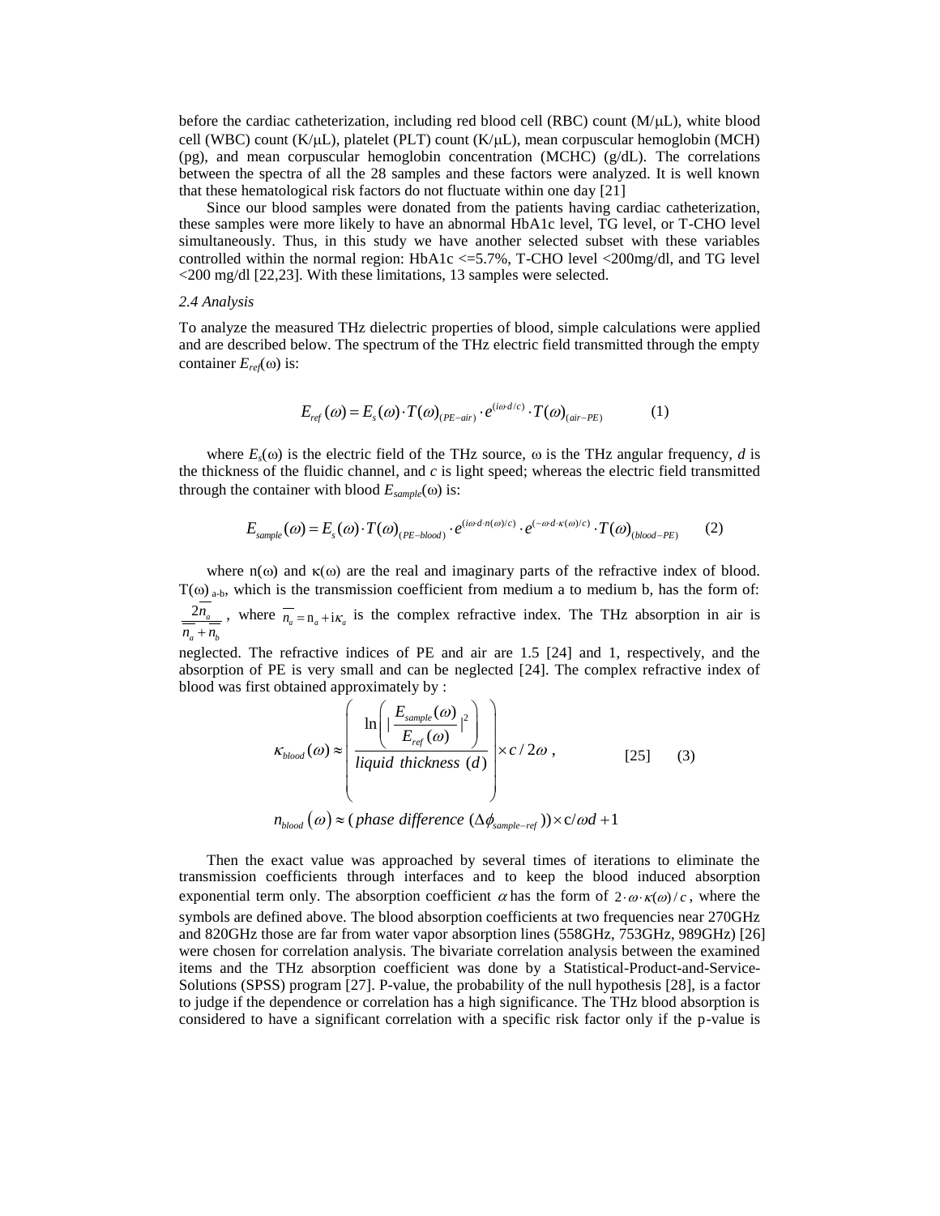before the cardiac catheterization, including red blood cell (RBC) count (M/μL), white blood cell (WBC) count (K/μL), platelet (PLT) count (K/μL), mean corpuscular hemoglobin (MCH) (pg), and mean corpuscular hemoglobin concentration (MCHC) (g/dL). The correlations between the spectra of all the 28 samples and these factors were analyzed. It is well known that these hematological risk factors do not fluctuate within one day [21]

Since our blood samples were donated from the patients having cardiac catheterization, these samples were more likely to have an abnormal HbA1c level, TG level, or T-CHO level simultaneously. Thus, in this study we have another selected subset with these variables controlled within the normal region: HbA1c <=5.7%, T-CHO level <200mg/dl, and TG level <200 mg/dl [22,23]. With these limitations, 13 samples were selected.

*2.4 Analysis*

To analyze the measured THz dielectric properties of blood, simple calculations were applied and are described below. The spectrum of the THz electric field transmitted through the empty container $E_{ref}(\omega)$ is:

$$E_{ref}(\omega) = E_s(\omega) \cdot T(\omega)_{(PE-air)} \cdot e^{(i\omega \cdot d/c)} \cdot T(\omega)_{(air-PE)} \qquad (1)$$

where $E_s(\omega)$ is the electric field of the THz source, ω is the THz angular frequency, $d$ is the thickness of the fluidic channel, and $c$ is light speed; whereas the electric field transmitted through the container with blood $E_{sample}(\omega)$ is:

$$E_{sample}(\omega) = E_s(\omega) \cdot T(\omega)_{(PE-blood)} \cdot e^{(i\omega \cdot d \cdot n(\omega)/c)} \cdot e^{(-\omega \cdot d \cdot \kappa(\omega)/c)} \cdot T(\omega)_{(blood-PE)} \qquad (2)$$

where n(ω) and κ(ω) are the real and imaginary parts of the refractive index of blood. $T(\omega)_{a\text{-}b}$, which is the transmission coefficient from medium a to medium b, has the form of: $\frac{2\overline{n_a}}{\overline{n_a}+\overline{n_b}}$, where $\overline{n_a} = n_a + i\kappa_a$ is the complex refractive index. The THz absorption in air is neglected. The refractive indices of PE and air are 1.5 [24] and 1, respectively, and the absorption of PE is very small and can be neglected [24]. The complex refractive index of blood was first obtained approximately by :

$$\kappa_{blood}(\omega) \approx \left( \frac{\ln\left( \left| \frac{E_{sample}(\omega)}{E_{ref}(\omega)} \right|^2 \right)}{liquid\ thickness\ (d)} \right) \times c/2\omega \ , \qquad [25] \qquad (3)$$

$$n_{blood}(\omega) \approx (phase\ difference\ (\Delta\phi_{sample-ref})) \times c/\omega d + 1$$

Then the exact value was approached by several times of iterations to eliminate the transmission coefficients through interfaces and to keep the blood induced absorption exponential term only. The absorption coefficient $\alpha$ has the form of $2 \cdot \omega \cdot \kappa(\omega)/c$, where the symbols are defined above. The blood absorption coefficients at two frequencies near 270GHz and 820GHz those are far from water vapor absorption lines (558GHz, 753GHz, 989GHz) [26] were chosen for correlation analysis. The bivariate correlation analysis between the examined items and the THz absorption coefficient was done by a Statistical-Product-and-Service-Solutions (SPSS) program [27]. P-value, the probability of the null hypothesis [28], is a factor to judge if the dependence or correlation has a high significance. The THz blood absorption is considered to have a significant correlation with a specific risk factor only if the p-value is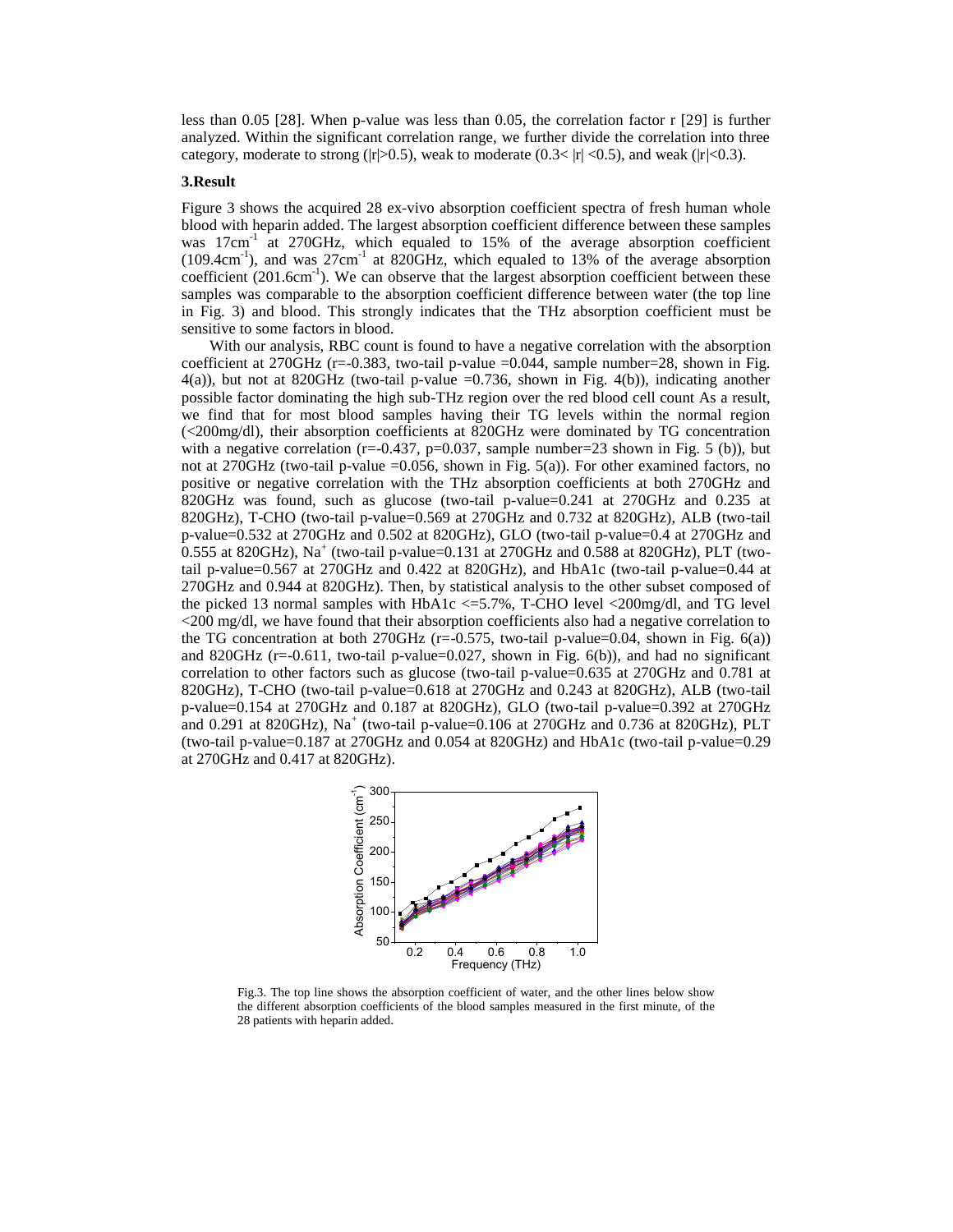less than 0.05 [28]. When p-value was less than 0.05, the correlation factor r [29] is further analyzed. Within the significant correlation range, we further divide the correlation into three category, moderate to strong ($|r|>0.5$), weak to moderate ($0.3< |r| <0.5$), and weak ($|r|<0.3$).

### 3.Result

Figure 3 shows the acquired 28 ex-vivo absorption coefficient spectra of fresh human whole blood with heparin added. The largest absorption coefficient difference between these samples was $17cm^{-1}$ at 270GHz, which equaled to 15% of the average absorption coefficient ($109.4cm^{-1}$), and was $27cm^{-1}$ at 820GHz, which equaled to 13% of the average absorption coefficient ($201.6cm^{-1}$). We can observe that the largest absorption coefficient between these samples was comparable to the absorption coefficient difference between water (the top line in Fig. 3) and blood. This strongly indicates that the THz absorption coefficient must be sensitive to some factors in blood.

With our analysis, RBC count is found to have a negative correlation with the absorption coefficient at 270GHz ($r=-0.383$, two-tail p-value $=0.044$, sample number=28, shown in Fig. 4(a)), but not at 820GHz (two-tail p-value $=0.736$, shown in Fig. 4(b)), indicating another possible factor dominating the high sub-THz region over the red blood cell count As a result, we find that for most blood samples having their TG levels within the normal region (<200mg/dl), their absorption coefficients at 820GHz were dominated by TG concentration with a negative correlation ($r=-0.437$, $p=0.037$, sample number=23 shown in Fig. 5 (b)), but not at 270GHz (two-tail p-value $=0.056$, shown in Fig. 5(a)). For other examined factors, no positive or negative correlation with the THz absorption coefficients at both 270GHz and 820GHz was found, such as glucose (two-tail p-value=0.241 at 270GHz and 0.235 at 820GHz), T-CHO (two-tail p-value=0.569 at 270GHz and 0.732 at 820GHz), ALB (two-tail p-value=0.532 at 270GHz and 0.502 at 820GHz), GLO (two-tail p-value=0.4 at 270GHz and 0.555 at 820GHz), $Na^+$ (two-tail p-value=0.131 at 270GHz and 0.588 at 820GHz), PLT (two-tail p-value=0.567 at 270GHz and 0.422 at 820GHz), and HbA1c (two-tail p-value=0.44 at 270GHz and 0.944 at 820GHz). Then, by statistical analysis to the other subset composed of the picked 13 normal samples with HbA1c <=5.7%, T-CHO level <200mg/dl, and TG level <200 mg/dl, we have found that their absorption coefficients also had a negative correlation to the TG concentration at both 270GHz ($r=-0.575$, two-tail p-value=0.04, shown in Fig. 6(a)) and 820GHz ($r=-0.611$, two-tail p-value=0.027, shown in Fig. 6(b)), and had no significant correlation to other factors such as glucose (two-tail p-value=0.635 at 270GHz and 0.781 at 820GHz), T-CHO (two-tail p-value=0.618 at 270GHz and 0.243 at 820GHz), ALB (two-tail p-value=0.154 at 270GHz and 0.187 at 820GHz), GLO (two-tail p-value=0.392 at 270GHz and 0.291 at 820GHz), $Na^+$ (two-tail p-value=0.106 at 270GHz and 0.736 at 820GHz), PLT (two-tail p-value=0.187 at 270GHz and 0.054 at 820GHz) and HbA1c (two-tail p-value=0.29 at 270GHz and 0.417 at 820GHz).

Fig.3. The top line shows the absorption coefficient of water, and the other lines below show the different absorption coefficients of the blood samples measured in the first minute, of the 28 patients with heparin added.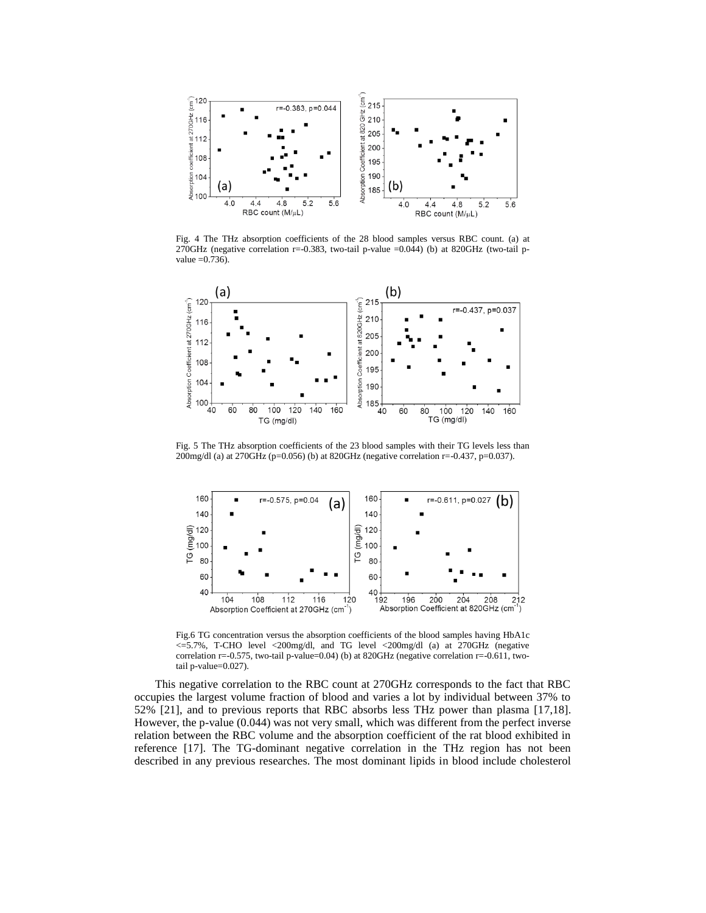Fig. 4 The THz absorption coefficients of the 28 blood samples versus RBC count. (a) at 270GHz (negative correlation r=-0.383, two-tail p-value =0.044) (b) at 820GHz (two-tail p-value =0.736).

Fig. 5 The THz absorption coefficients of the 23 blood samples with their TG levels less than 200mg/dl (a) at 270GHz (p=0.056) (b) at 820GHz (negative correlation r=-0.437, p=0.037).

Fig.6 TG concentration versus the absorption coefficients of the blood samples having HbA1c <=5.7%, T-CHO level <200mg/dl, and TG level <200mg/dl (a) at 270GHz (negative correlation r=-0.575, two-tail p-value=0.04) (b) at 820GHz (negative correlation r=-0.611, two-tail p-value=0.027).

This negative correlation to the RBC count at 270GHz corresponds to the fact that RBC occupies the largest volume fraction of blood and varies a lot by individual between 37% to 52% [21], and to previous reports that RBC absorbs less THz power than plasma [17,18]. However, the p-value (0.044) was not very small, which was different from the perfect inverse relation between the RBC volume and the absorption coefficient of the rat blood exhibited in reference [17]. The TG-dominant negative correlation in the THz region has not been described in any previous researches. The most dominant lipids in blood include cholesterol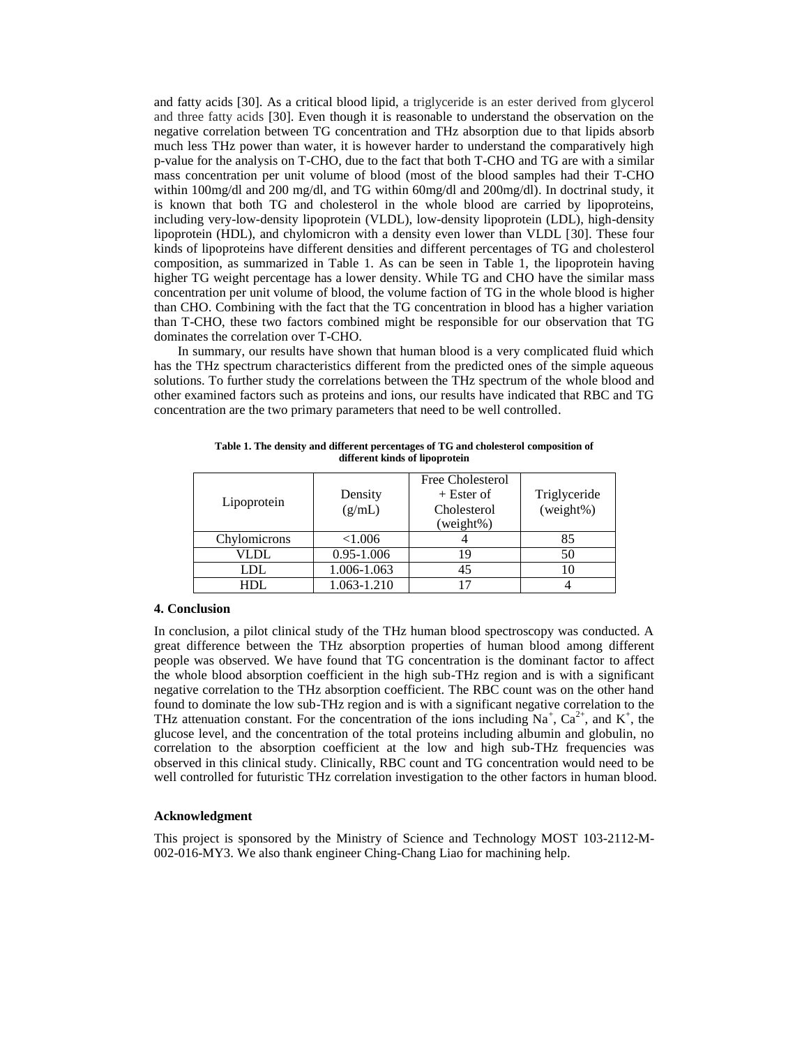and fatty acids [30]. As a critical blood lipid, a triglyceride is an ester derived from glycerol and three fatty acids [30]. Even though it is reasonable to understand the observation on the negative correlation between TG concentration and THz absorption due to that lipids absorb much less THz power than water, it is however harder to understand the comparatively high p-value for the analysis on T-CHO, due to the fact that both T-CHO and TG are with a similar mass concentration per unit volume of blood (most of the blood samples had their T-CHO within 100mg/dl and 200 mg/dl, and TG within 60mg/dl and 200mg/dl). In doctrinal study, it is known that both TG and cholesterol in the whole blood are carried by lipoproteins, including very-low-density lipoprotein (VLDL), low-density lipoprotein (LDL), high-density lipoprotein (HDL), and chylomicron with a density even lower than VLDL [30]. These four kinds of lipoproteins have different densities and different percentages of TG and cholesterol composition, as summarized in Table 1. As can be seen in Table 1, the lipoprotein having higher TG weight percentage has a lower density. While TG and CHO have the similar mass concentration per unit volume of blood, the volume faction of TG in the whole blood is higher than CHO. Combining with the fact that the TG concentration in blood has a higher variation than T-CHO, these two factors combined might be responsible for our observation that TG dominates the correlation over T-CHO.

In summary, our results have shown that human blood is a very complicated fluid which has the THz spectrum characteristics different from the predicted ones of the simple aqueous solutions. To further study the correlations between the THz spectrum of the whole blood and other examined factors such as proteins and ions, our results have indicated that RBC and TG concentration are the two primary parameters that need to be well controlled.

**Table 1. The density and different percentages of TG and cholesterol composition of different kinds of lipoprotein**

| Lipoprotein | Density (g/mL) | Free Cholesterol + Ester of Cholesterol (weight%) | Triglyceride (weight%) |
|---|---|---|---|
| Chylomicrons | <1.006 | 4 | 85 |
| VLDL | 0.95-1.006 | 19 | 50 |
| LDL | 1.006-1.063 | 45 | 10 |
| HDL | 1.063-1.210 | 17 | 4 |

## 4. Conclusion

In conclusion, a pilot clinical study of the THz human blood spectroscopy was conducted. A great difference between the THz absorption properties of human blood among different people was observed. We have found that TG concentration is the dominant factor to affect the whole blood absorption coefficient in the high sub-THz region and is with a significant negative correlation to the THz absorption coefficient. The RBC count was on the other hand found to dominate the low sub-THz region and is with a significant negative correlation to the THz attenuation constant. For the concentration of the ions including $Na^+$, $Ca^{2+}$, and $K^+$, the glucose level, and the concentration of the total proteins including albumin and globulin, no correlation to the absorption coefficient at the low and high sub-THz frequencies was observed in this clinical study. Clinically, RBC count and TG concentration would need to be well controlled for futuristic THz correlation investigation to the other factors in human blood.

## Acknowledgment

This project is sponsored by the Ministry of Science and Technology MOST 103-2112-M-002-016-MY3. We also thank engineer Ching-Chang Liao for machining help.